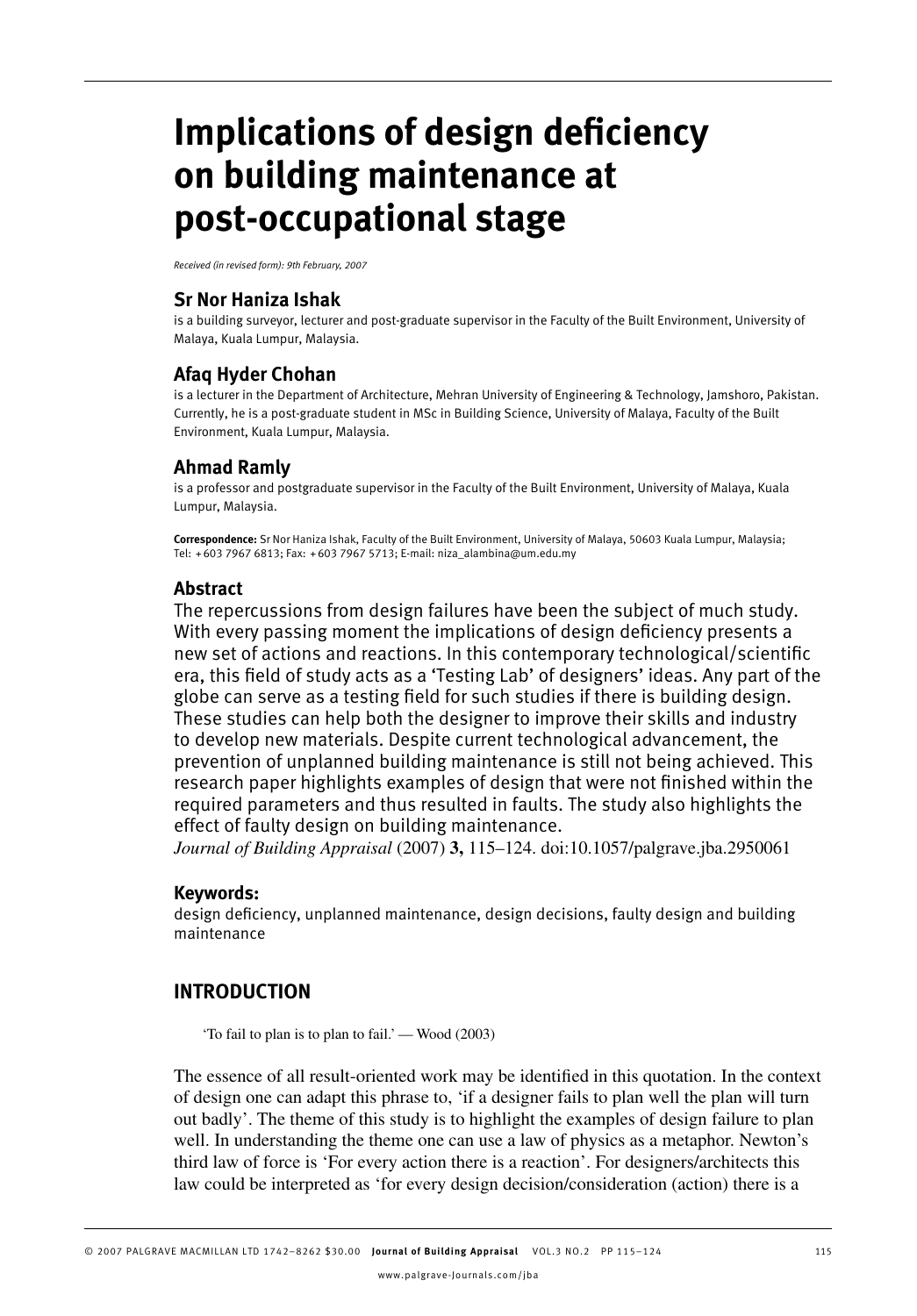# Implications of design deficiency on building maintenance at post-occupational stage

*Received (in revised form): 9th February, 2007*

### Sr Nor Haniza Ishak

is a building surveyor, lecturer and post-graduate supervisor in the Faculty of the Built Environment, University of Malaya, Kuala Lumpur, Malaysia.

### Afaq Hyder Chohan

is a lecturer in the Department of Architecture, Mehran University of Engineering & Technology, Jamshoro, Pakistan. Currently, he is a post-graduate student in MSc in Building Science, University of Malaya, Faculty of the Built Environment, Kuala Lumpur, Malaysia.

### Ahmad Ramly

is a professor and postgraduate supervisor in the Faculty of the Built Environment, University of Malaya, Kuala Lumpur, Malaysia.

**Correspondence:** Sr Nor Haniza Ishak, Faculty of the Built Environment, University of Malaya, 50603 Kuala Lumpur, Malaysia; Tel: +603 7967 6813; Fax: +603 7967 5713; E-mail: niza_alambina@um.edu.my

### Abstract

The repercussions from design failures have been the subject of much study. With every passing moment the implications of design deficiency presents a new set of actions and reactions. In this contemporary technological/scientific era, this field of study acts as a 'Testing Lab' of designers' ideas. Any part of the globe can serve as a testing field for such studies if there is building design. These studies can help both the designer to improve their skills and industry to develop new materials. Despite current technological advancement, the prevention of unplanned building maintenance is still not being achieved. This research paper highlights examples of design that were not finished within the required parameters and thus resulted in faults. The study also highlights the effect of faulty design on building maintenance.

*Journal of Building Appraisal* (2007) **3,** 115–124. doi:10.1057/palgrave.jba.2950061

### Keywords:

design deficiency, unplanned maintenance, design decisions, faulty design and building maintenance

## INTRODUCTION

> 'To fail to plan is to plan to fail.' — Wood (2003)

The essence of all result-oriented work may be identified in this quotation. In the context of design one can adapt this phrase to, 'if a designer fails to plan well the plan will turn out badly'. The theme of this study is to highlight the examples of design failure to plan well. In understanding the theme one can use a law of physics as a metaphor. Newton's third law of force is 'For every action there is a reaction'. For designers/architects this law could be interpreted as 'for every design decision/consideration (action) there is a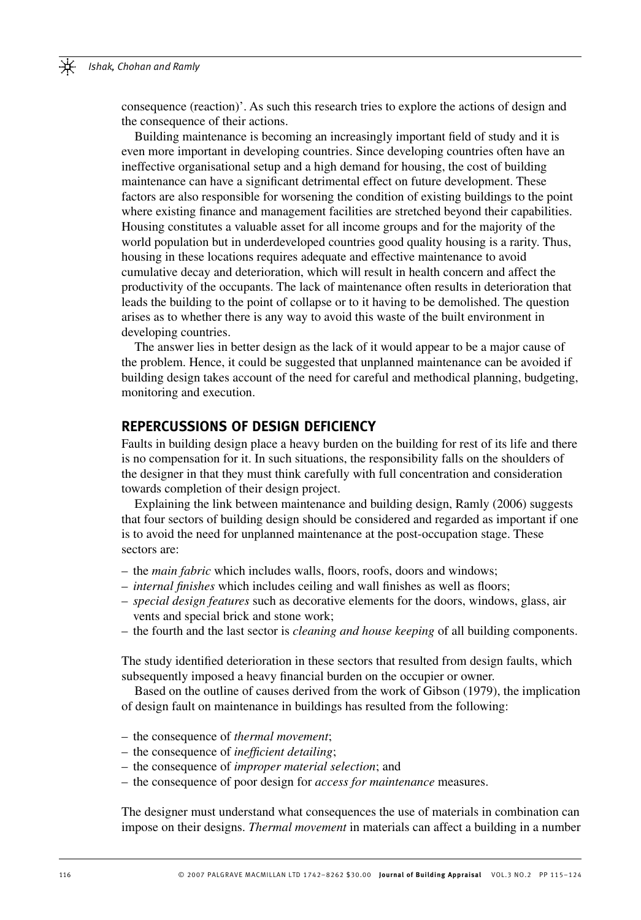consequence (reaction)'. As such this research tries to explore the actions of design and the consequence of their actions.

Building maintenance is becoming an increasingly important field of study and it is even more important in developing countries. Since developing countries often have an ineffective organisational setup and a high demand for housing, the cost of building maintenance can have a significant detrimental effect on future development. These factors are also responsible for worsening the condition of existing buildings to the point where existing finance and management facilities are stretched beyond their capabilities. Housing constitutes a valuable asset for all income groups and for the majority of the world population but in underdeveloped countries good quality housing is a rarity. Thus, housing in these locations requires adequate and effective maintenance to avoid cumulative decay and deterioration, which will result in health concern and affect the productivity of the occupants. The lack of maintenance often results in deterioration that leads the building to the point of collapse or to it having to be demolished. The question arises as to whether there is any way to avoid this waste of the built environment in developing countries.

The answer lies in better design as the lack of it would appear to be a major cause of the problem. Hence, it could be suggested that unplanned maintenance can be avoided if building design takes account of the need for careful and methodical planning, budgeting, monitoring and execution.

## REPERCUSSIONS OF DESIGN DEFICIENCY

Faults in building design place a heavy burden on the building for rest of its life and there is no compensation for it. In such situations, the responsibility falls on the shoulders of the designer in that they must think carefully with full concentration and consideration towards completion of their design project.

Explaining the link between maintenance and building design, Ramly (2006) suggests that four sectors of building design should be considered and regarded as important if one is to avoid the need for unplanned maintenance at the post-occupation stage. These sectors are:

- the *main fabric* which includes walls, floors, roofs, doors and windows;
- *internal finishes* which includes ceiling and wall finishes as well as floors;
- *special design features* such as decorative elements for the doors, windows, glass, air vents and special brick and stone work;
- the fourth and the last sector is *cleaning and house keeping* of all building components.

The study identified deterioration in these sectors that resulted from design faults, which subsequently imposed a heavy financial burden on the occupier or owner.

Based on the outline of causes derived from the work of Gibson (1979), the implication of design fault on maintenance in buildings has resulted from the following:

- the consequence of *thermal movement*;
- the consequence of *inefficient detailing*;
- the consequence of *improper material selection*; and
- the consequence of poor design for *access for maintenance* measures.

The designer must understand what consequences the use of materials in combination can impose on their designs. *Thermal movement* in materials can affect a building in a number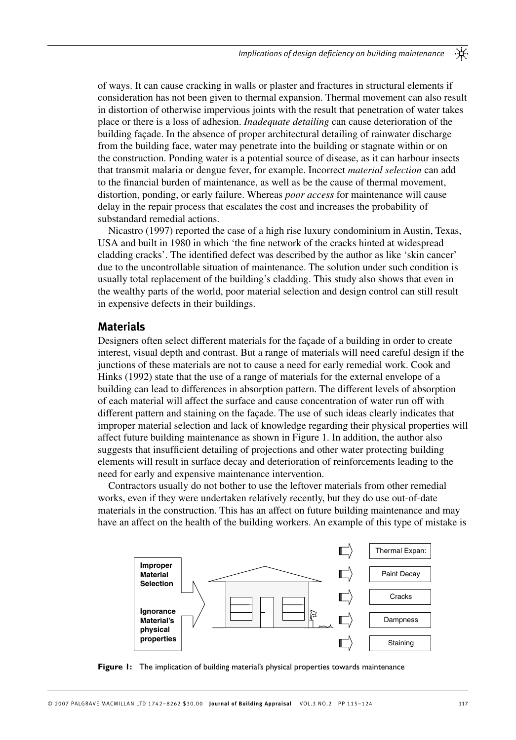of ways. It can cause cracking in walls or plaster and fractures in structural elements if consideration has not been given to thermal expansion. Thermal movement can also result in distortion of otherwise impervious joints with the result that penetration of water takes place or there is a loss of adhesion. *Inadequate detailing* can cause deterioration of the building façade. In the absence of proper architectural detailing of rainwater discharge from the building face, water may penetrate into the building or stagnate within or on the construction. Ponding water is a potential source of disease, as it can harbour insects that transmit malaria or dengue fever, for example. Incorrect *material selection* can add to the financial burden of maintenance, as well as be the cause of thermal movement, distortion, ponding, or early failure. Whereas *poor access* for maintenance will cause delay in the repair process that escalates the cost and increases the probability of substandard remedial actions.

Nicastro (1997) reported the case of a high rise luxury condominium in Austin, Texas, USA and built in 1980 in which 'the fine network of the cracks hinted at widespread cladding cracks'. The identified defect was described by the author as like 'skin cancer' due to the uncontrollable situation of maintenance. The solution under such condition is usually total replacement of the building's cladding. This study also shows that even in the wealthy parts of the world, poor material selection and design control can still result in expensive defects in their buildings.

## Materials

Designers often select different materials for the façade of a building in order to create interest, visual depth and contrast. But a range of materials will need careful design if the junctions of these materials are not to cause a need for early remedial work. Cook and Hinks (1992) state that the use of a range of materials for the external envelope of a building can lead to differences in absorption pattern. The different levels of absorption of each material will affect the surface and cause concentration of water run off with different pattern and staining on the façade. The use of such ideas clearly indicates that improper material selection and lack of knowledge regarding their physical properties will affect future building maintenance as shown in Figure 1. In addition, the author also suggests that insufficient detailing of projections and other water protecting building elements will result in surface decay and deterioration of reinforcements leading to the need for early and expensive maintenance intervention.

Contractors usually do not bother to use the leftover materials from other remedial works, even if they were undertaken relatively recently, but they do use out-of-date materials in the construction. This has an affect on future building maintenance and may have an affect on the health of the building workers. An example of this type of mistake is

Improper Material Selection

Ignorance Material's physical properties

Thermal Expan:

Paint Decay

Cracks

Dampness

Staining

**Figure 1:** The implication of building material's physical properties towards maintenance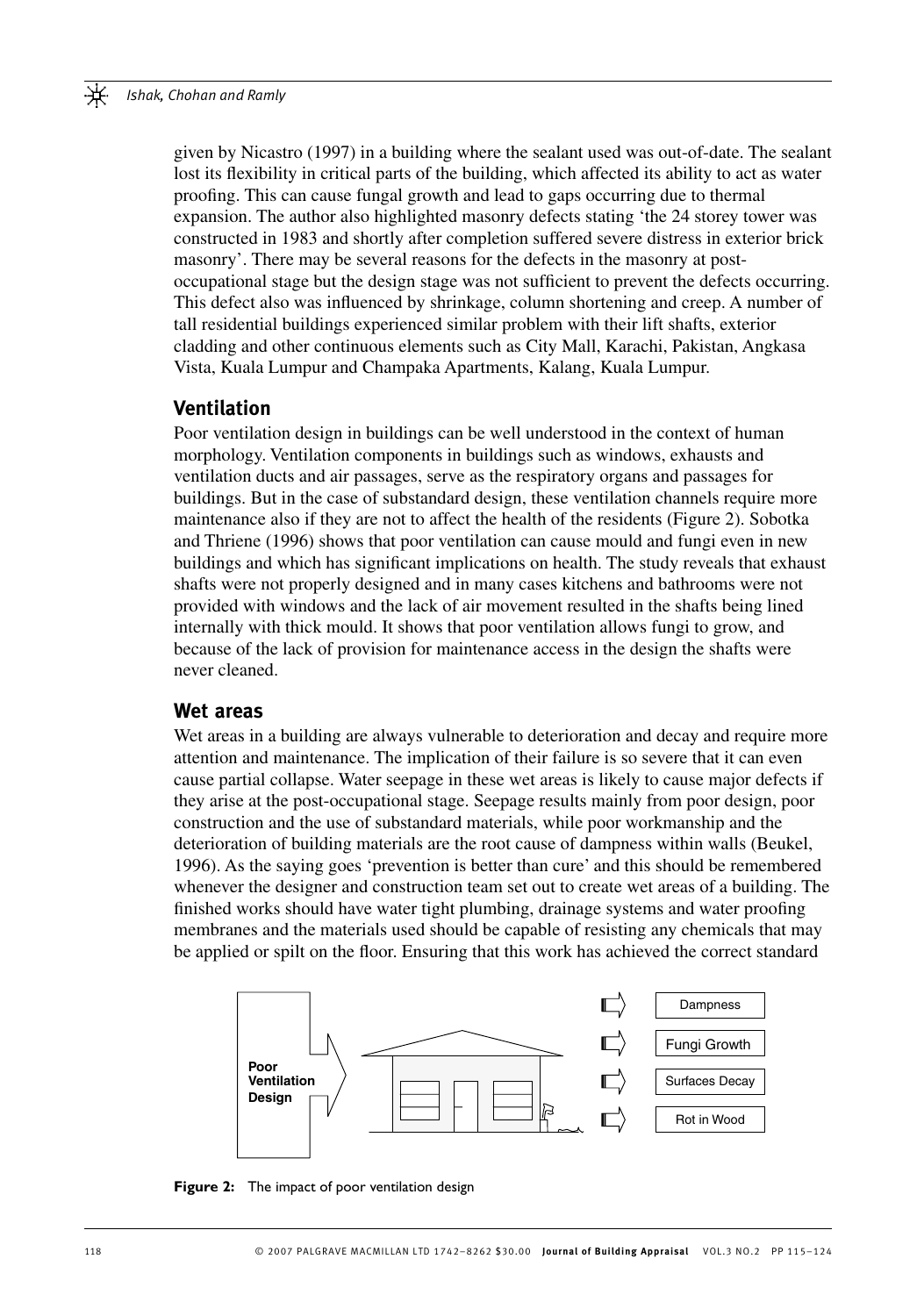given by Nicastro (1997) in a building where the sealant used was out-of-date. The sealant lost its flexibility in critical parts of the building, which affected its ability to act as water proofing. This can cause fungal growth and lead to gaps occurring due to thermal expansion. The author also highlighted masonry defects stating 'the 24 storey tower was constructed in 1983 and shortly after completion suffered severe distress in exterior brick masonry'. There may be several reasons for the defects in the masonry at post-occupational stage but the design stage was not sufficient to prevent the defects occurring. This defect also was influenced by shrinkage, column shortening and creep. A number of tall residential buildings experienced similar problem with their lift shafts, exterior cladding and other continuous elements such as City Mall, Karachi, Pakistan, Angkasa Vista, Kuala Lumpur and Champaka Apartments, Kalang, Kuala Lumpur.

## Ventilation

Poor ventilation design in buildings can be well understood in the context of human morphology. Ventilation components in buildings such as windows, exhausts and ventilation ducts and air passages, serve as the respiratory organs and passages for buildings. But in the case of substandard design, these ventilation channels require more maintenance also if they are not to affect the health of the residents (Figure 2). Sobotka and Thriene (1996) shows that poor ventilation can cause mould and fungi even in new buildings and which has significant implications on health. The study reveals that exhaust shafts were not properly designed and in many cases kitchens and bathrooms were not provided with windows and the lack of air movement resulted in the shafts being lined internally with thick mould. It shows that poor ventilation allows fungi to grow, and because of the lack of provision for maintenance access in the design the shafts were never cleaned.

## Wet areas

Wet areas in a building are always vulnerable to deterioration and decay and require more attention and maintenance. The implication of their failure is so severe that it can even cause partial collapse. Water seepage in these wet areas is likely to cause major defects if they arise at the post-occupational stage. Seepage results mainly from poor design, poor construction and the use of substandard materials, while poor workmanship and the deterioration of building materials are the root cause of dampness within walls (Beukel, 1996). As the saying goes 'prevention is better than cure' and this should be remembered whenever the designer and construction team set out to create wet areas of a building. The finished works should have water tight plumbing, drainage systems and water proofing membranes and the materials used should be capable of resisting any chemicals that may be applied or spilt on the floor. Ensuring that this work has achieved the correct standard

Poor Ventilation Design

Dampness

Fungi Growth

Surfaces Decay

Rot in Wood

**Figure 2:** The impact of poor ventilation design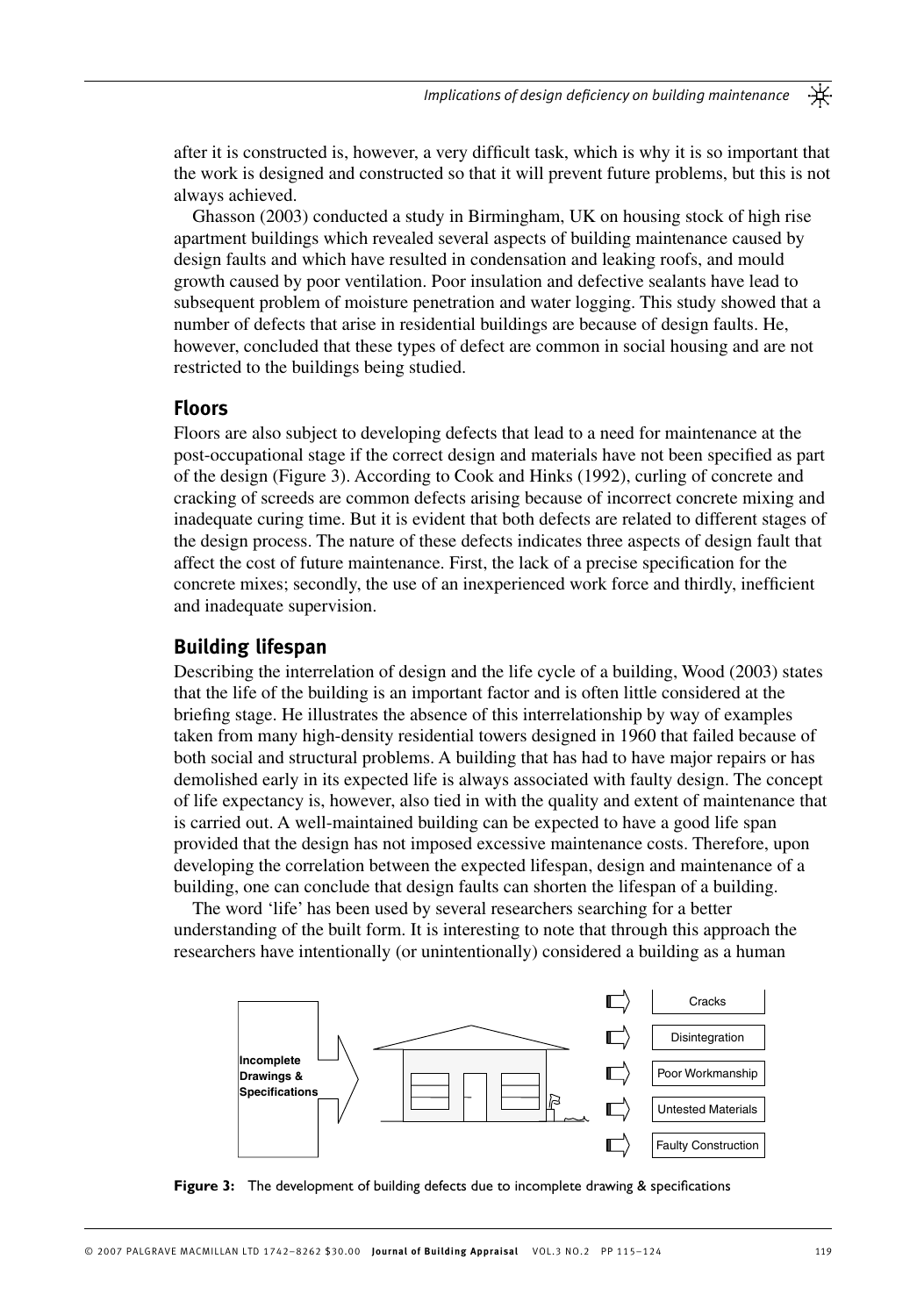after it is constructed is, however, a very difficult task, which is why it is so important that the work is designed and constructed so that it will prevent future problems, but this is not always achieved.

Ghasson (2003) conducted a study in Birmingham, UK on housing stock of high rise apartment buildings which revealed several aspects of building maintenance caused by design faults and which have resulted in condensation and leaking roofs, and mould growth caused by poor ventilation. Poor insulation and defective sealants have lead to subsequent problem of moisture penetration and water logging. This study showed that a number of defects that arise in residential buildings are because of design faults. He, however, concluded that these types of defect are common in social housing and are not restricted to the buildings being studied.

## Floors

Floors are also subject to developing defects that lead to a need for maintenance at the post-occupational stage if the correct design and materials have not been specified as part of the design (Figure 3). According to Cook and Hinks (1992), curling of concrete and cracking of screeds are common defects arising because of incorrect concrete mixing and inadequate curing time. But it is evident that both defects are related to different stages of the design process. The nature of these defects indicates three aspects of design fault that affect the cost of future maintenance. First, the lack of a precise specification for the concrete mixes; secondly, the use of an inexperienced work force and thirdly, inefficient and inadequate supervision.

## Building lifespan

Describing the interrelation of design and the life cycle of a building, Wood (2003) states that the life of the building is an important factor and is often little considered at the briefing stage. He illustrates the absence of this interrelationship by way of examples taken from many high-density residential towers designed in 1960 that failed because of both social and structural problems. A building that has had to have major repairs or has demolished early in its expected life is always associated with faulty design. The concept of life expectancy is, however, also tied in with the quality and extent of maintenance that is carried out. A well-maintained building can be expected to have a good life span provided that the design has not imposed excessive maintenance costs. Therefore, upon developing the correlation between the expected lifespan, design and maintenance of a building, one can conclude that design faults can shorten the lifespan of a building.

The word 'life' has been used by several researchers searching for a better understanding of the built form. It is interesting to note that through this approach the researchers have intentionally (or unintentionally) considered a building as a human

Incomplete Drawings & Specifications

Cracks

Disintegration

Poor Workmanship

Untested Materials

Faulty Construction

**Figure 3:** The development of building defects due to incomplete drawing & specifications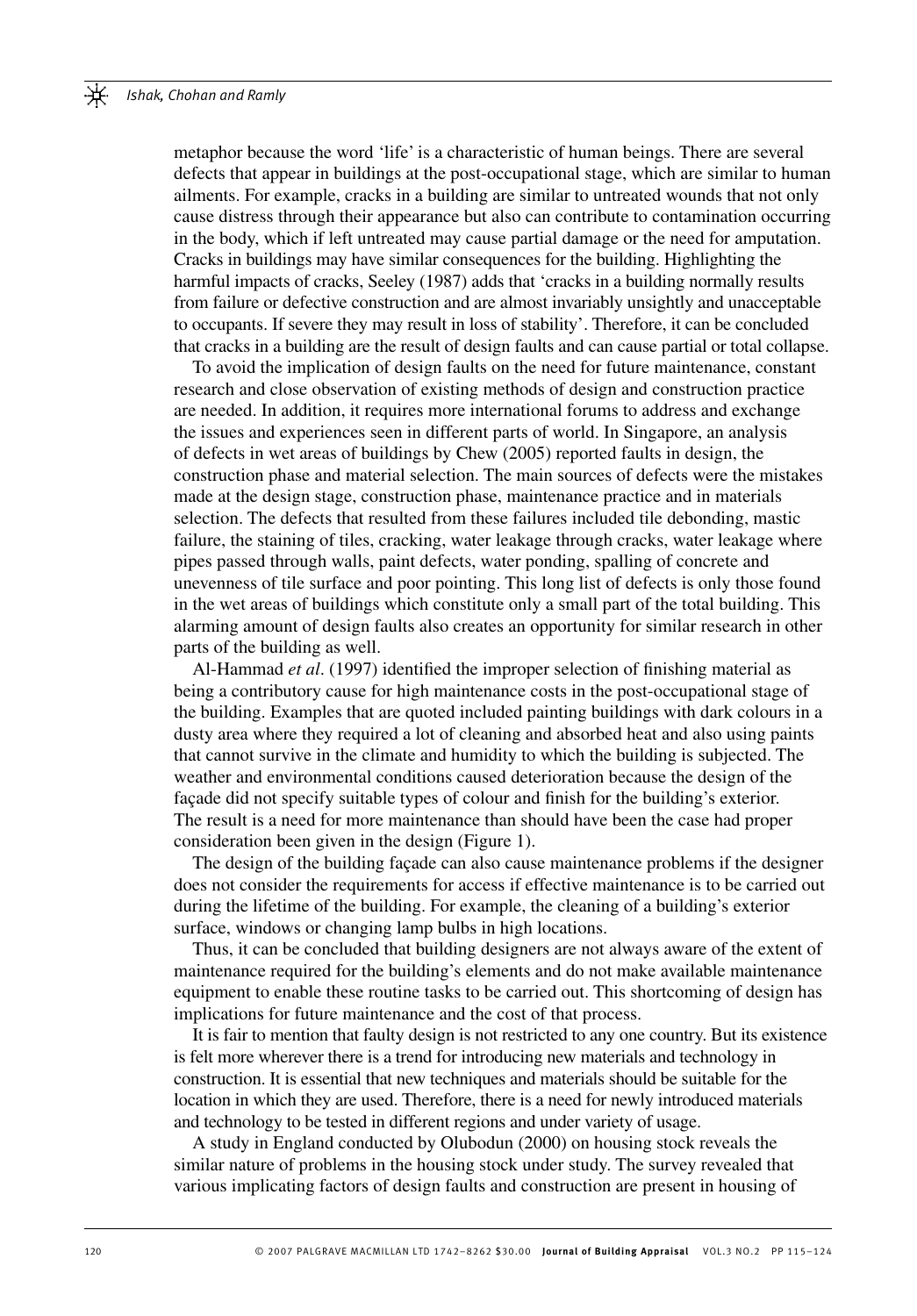metaphor because the word 'life' is a characteristic of human beings. There are several defects that appear in buildings at the post-occupational stage, which are similar to human ailments. For example, cracks in a building are similar to untreated wounds that not only cause distress through their appearance but also can contribute to contamination occurring in the body, which if left untreated may cause partial damage or the need for amputation. Cracks in buildings may have similar consequences for the building. Highlighting the harmful impacts of cracks, Seeley (1987) adds that 'cracks in a building normally results from failure or defective construction and are almost invariably unsightly and unacceptable to occupants. If severe they may result in loss of stability'. Therefore, it can be concluded that cracks in a building are the result of design faults and can cause partial or total collapse.

To avoid the implication of design faults on the need for future maintenance, constant research and close observation of existing methods of design and construction practice are needed. In addition, it requires more international forums to address and exchange the issues and experiences seen in different parts of world. In Singapore, an analysis of defects in wet areas of buildings by Chew (2005) reported faults in design, the construction phase and material selection. The main sources of defects were the mistakes made at the design stage, construction phase, maintenance practice and in materials selection. The defects that resulted from these failures included tile debonding, mastic failure, the staining of tiles, cracking, water leakage through cracks, water leakage where pipes passed through walls, paint defects, water ponding, spalling of concrete and unevenness of tile surface and poor pointing. This long list of defects is only those found in the wet areas of buildings which constitute only a small part of the total building. This alarming amount of design faults also creates an opportunity for similar research in other parts of the building as well.

Al-Hammad *et al*. (1997) identified the improper selection of finishing material as being a contributory cause for high maintenance costs in the post-occupational stage of the building. Examples that are quoted included painting buildings with dark colours in a dusty area where they required a lot of cleaning and absorbed heat and also using paints that cannot survive in the climate and humidity to which the building is subjected. The weather and environmental conditions caused deterioration because the design of the façade did not specify suitable types of colour and finish for the building's exterior. The result is a need for more maintenance than should have been the case had proper consideration been given in the design (Figure 1).

The design of the building façade can also cause maintenance problems if the designer does not consider the requirements for access if effective maintenance is to be carried out during the lifetime of the building. For example, the cleaning of a building's exterior surface, windows or changing lamp bulbs in high locations.

Thus, it can be concluded that building designers are not always aware of the extent of maintenance required for the building's elements and do not make available maintenance equipment to enable these routine tasks to be carried out. This shortcoming of design has implications for future maintenance and the cost of that process.

It is fair to mention that faulty design is not restricted to any one country. But its existence is felt more wherever there is a trend for introducing new materials and technology in construction. It is essential that new techniques and materials should be suitable for the location in which they are used. Therefore, there is a need for newly introduced materials and technology to be tested in different regions and under variety of usage.

A study in England conducted by Olubodun (2000) on housing stock reveals the similar nature of problems in the housing stock under study. The survey revealed that various implicating factors of design faults and construction are present in housing of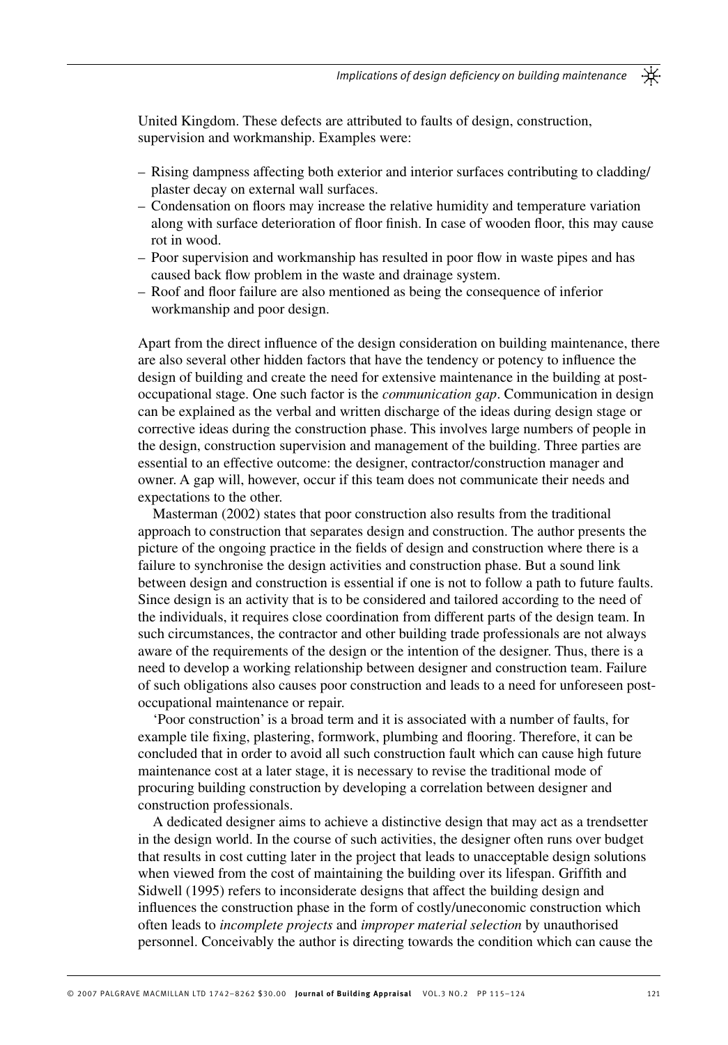United Kingdom. These defects are attributed to faults of design, construction, supervision and workmanship. Examples were:

– Rising dampness affecting both exterior and interior surfaces contributing to cladding/ plaster decay on external wall surfaces.
– Condensation on floors may increase the relative humidity and temperature variation along with surface deterioration of floor finish. In case of wooden floor, this may cause rot in wood.
– Poor supervision and workmanship has resulted in poor flow in waste pipes and has caused back flow problem in the waste and drainage system.
– Roof and floor failure are also mentioned as being the consequence of inferior workmanship and poor design.

Apart from the direct influence of the design consideration on building maintenance, there are also several other hidden factors that have the tendency or potency to influence the design of building and create the need for extensive maintenance in the building at post-occupational stage. One such factor is the *communication gap*. Communication in design can be explained as the verbal and written discharge of the ideas during design stage or corrective ideas during the construction phase. This involves large numbers of people in the design, construction supervision and management of the building. Three parties are essential to an effective outcome: the designer, contractor/construction manager and owner. A gap will, however, occur if this team does not communicate their needs and expectations to the other.

Masterman (2002) states that poor construction also results from the traditional approach to construction that separates design and construction. The author presents the picture of the ongoing practice in the fields of design and construction where there is a failure to synchronise the design activities and construction phase. But a sound link between design and construction is essential if one is not to follow a path to future faults. Since design is an activity that is to be considered and tailored according to the need of the individuals, it requires close coordination from different parts of the design team. In such circumstances, the contractor and other building trade professionals are not always aware of the requirements of the design or the intention of the designer. Thus, there is a need to develop a working relationship between designer and construction team. Failure of such obligations also causes poor construction and leads to a need for unforeseen post-occupational maintenance or repair.

'Poor construction' is a broad term and it is associated with a number of faults, for example tile fixing, plastering, formwork, plumbing and flooring. Therefore, it can be concluded that in order to avoid all such construction fault which can cause high future maintenance cost at a later stage, it is necessary to revise the traditional mode of procuring building construction by developing a correlation between designer and construction professionals.

A dedicated designer aims to achieve a distinctive design that may act as a trendsetter in the design world. In the course of such activities, the designer often runs over budget that results in cost cutting later in the project that leads to unacceptable design solutions when viewed from the cost of maintaining the building over its lifespan. Griffith and Sidwell (1995) refers to inconsiderate designs that affect the building design and influences the construction phase in the form of costly/uneconomic construction which often leads to *incomplete projects* and *improper material selection* by unauthorised personnel. Conceivably the author is directing towards the condition which can cause the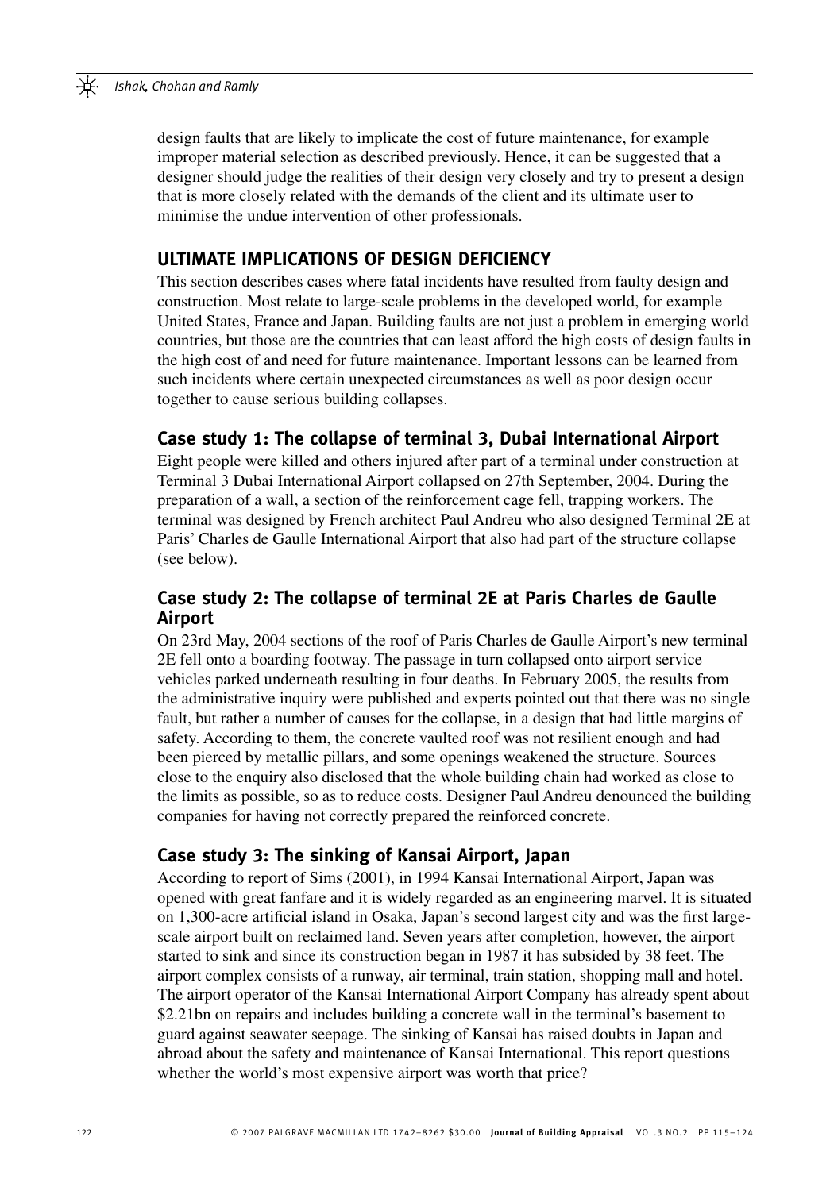design faults that are likely to implicate the cost of future maintenance, for example improper material selection as described previously. Hence, it can be suggested that a designer should judge the realities of their design very closely and try to present a design that is more closely related with the demands of the client and its ultimate user to minimise the undue intervention of other professionals.

## ULTIMATE IMPLICATIONS OF DESIGN DEFICIENCY

This section describes cases where fatal incidents have resulted from faulty design and construction. Most relate to large-scale problems in the developed world, for example United States, France and Japan. Building faults are not just a problem in emerging world countries, but those are the countries that can least afford the high costs of design faults in the high cost of and need for future maintenance. Important lessons can be learned from such incidents where certain unexpected circumstances as well as poor design occur together to cause serious building collapses.

### Case study 1: The collapse of terminal 3, Dubai International Airport

Eight people were killed and others injured after part of a terminal under construction at Terminal 3 Dubai International Airport collapsed on 27th September, 2004. During the preparation of a wall, a section of the reinforcement cage fell, trapping workers. The terminal was designed by French architect Paul Andreu who also designed Terminal 2E at Paris' Charles de Gaulle International Airport that also had part of the structure collapse (see below).

### Case study 2: The collapse of terminal 2E at Paris Charles de Gaulle Airport

On 23rd May, 2004 sections of the roof of Paris Charles de Gaulle Airport's new terminal 2E fell onto a boarding footway. The passage in turn collapsed onto airport service vehicles parked underneath resulting in four deaths. In February 2005, the results from the administrative inquiry were published and experts pointed out that there was no single fault, but rather a number of causes for the collapse, in a design that had little margins of safety. According to them, the concrete vaulted roof was not resilient enough and had been pierced by metallic pillars, and some openings weakened the structure. Sources close to the enquiry also disclosed that the whole building chain had worked as close to the limits as possible, so as to reduce costs. Designer Paul Andreu denounced the building companies for having not correctly prepared the reinforced concrete.

### Case study 3: The sinking of Kansai Airport, Japan

According to report of Sims (2001), in 1994 Kansai International Airport, Japan was opened with great fanfare and it is widely regarded as an engineering marvel. It is situated on 1,300-acre artificial island in Osaka, Japan's second largest city and was the first large-scale airport built on reclaimed land. Seven years after completion, however, the airport started to sink and since its construction began in 1987 it has subsided by 38 feet. The airport complex consists of a runway, air terminal, train station, shopping mall and hotel. The airport operator of the Kansai International Airport Company has already spent about \$2.21bn on repairs and includes building a concrete wall in the terminal's basement to guard against seawater seepage. The sinking of Kansai has raised doubts in Japan and abroad about the safety and maintenance of Kansai International. This report questions whether the world's most expensive airport was worth that price?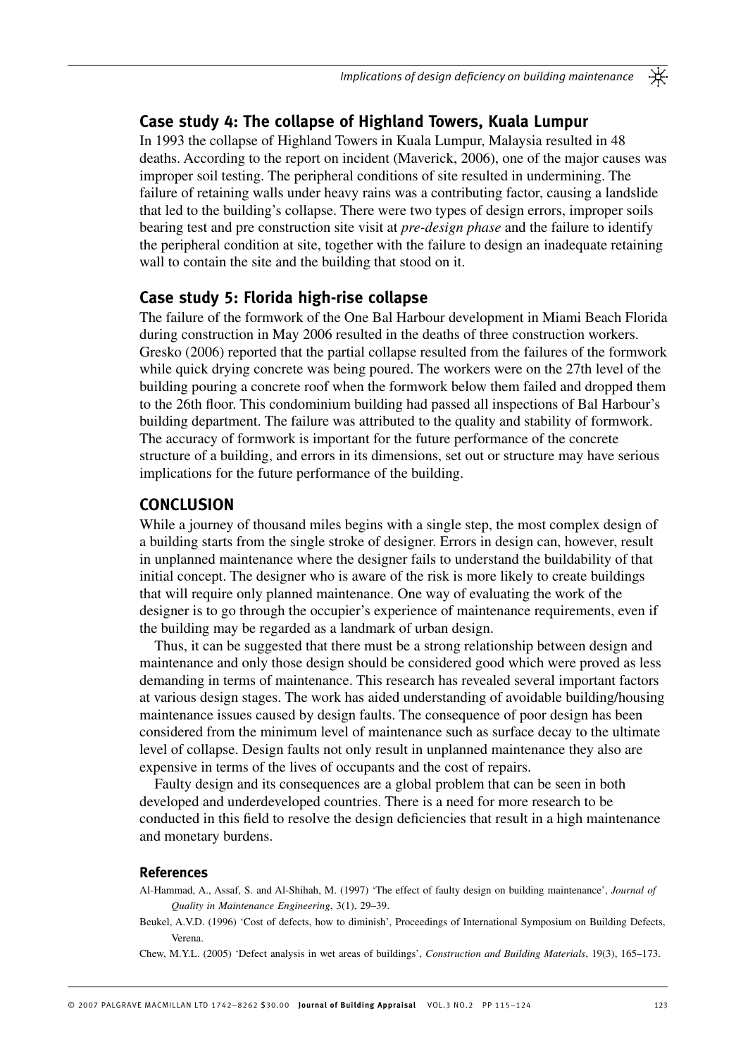## Case study 4: The collapse of Highland Towers, Kuala Lumpur

In 1993 the collapse of Highland Towers in Kuala Lumpur, Malaysia resulted in 48 deaths. According to the report on incident (Maverick, 2006), one of the major causes was improper soil testing. The peripheral conditions of site resulted in undermining. The failure of retaining walls under heavy rains was a contributing factor, causing a landslide that led to the building's collapse. There were two types of design errors, improper soils bearing test and pre construction site visit at *pre-design phase* and the failure to identify the peripheral condition at site, together with the failure to design an inadequate retaining wall to contain the site and the building that stood on it.

## Case study 5: Florida high-rise collapse

The failure of the formwork of the One Bal Harbour development in Miami Beach Florida during construction in May 2006 resulted in the deaths of three construction workers. Gresko (2006) reported that the partial collapse resulted from the failures of the formwork while quick drying concrete was being poured. The workers were on the 27th level of the building pouring a concrete roof when the formwork below them failed and dropped them to the 26th floor. This condominium building had passed all inspections of Bal Harbour's building department. The failure was attributed to the quality and stability of formwork. The accuracy of formwork is important for the future performance of the concrete structure of a building, and errors in its dimensions, set out or structure may have serious implications for the future performance of the building.

# CONCLUSION

While a journey of thousand miles begins with a single step, the most complex design of a building starts from the single stroke of designer. Errors in design can, however, result in unplanned maintenance where the designer fails to understand the buildability of that initial concept. The designer who is aware of the risk is more likely to create buildings that will require only planned maintenance. One way of evaluating the work of the designer is to go through the occupier's experience of maintenance requirements, even if the building may be regarded as a landmark of urban design.

Thus, it can be suggested that there must be a strong relationship between design and maintenance and only those design should be considered good which were proved as less demanding in terms of maintenance. This research has revealed several important factors at various design stages. The work has aided understanding of avoidable building/housing maintenance issues caused by design faults. The consequence of poor design has been considered from the minimum level of maintenance such as surface decay to the ultimate level of collapse. Design faults not only result in unplanned maintenance they also are expensive in terms of the lives of occupants and the cost of repairs.

Faulty design and its consequences are a global problem that can be seen in both developed and underdeveloped countries. There is a need for more research to be conducted in this field to resolve the design deficiencies that result in a high maintenance and monetary burdens.

### References

Al-Hammad, A., Assaf, S. and Al-Shihah, M. (1997) 'The effect of faulty design on building maintenance', *Journal of Quality in Maintenance Engineering*, 3(1), 29–39.

Beukel, A.V.D. (1996) 'Cost of defects, how to diminish', Proceedings of International Symposium on Building Defects, Verena.

Chew, M.Y.L. (2005) 'Defect analysis in wet areas of buildings', *Construction and Building Materials*, 19(3), 165–173.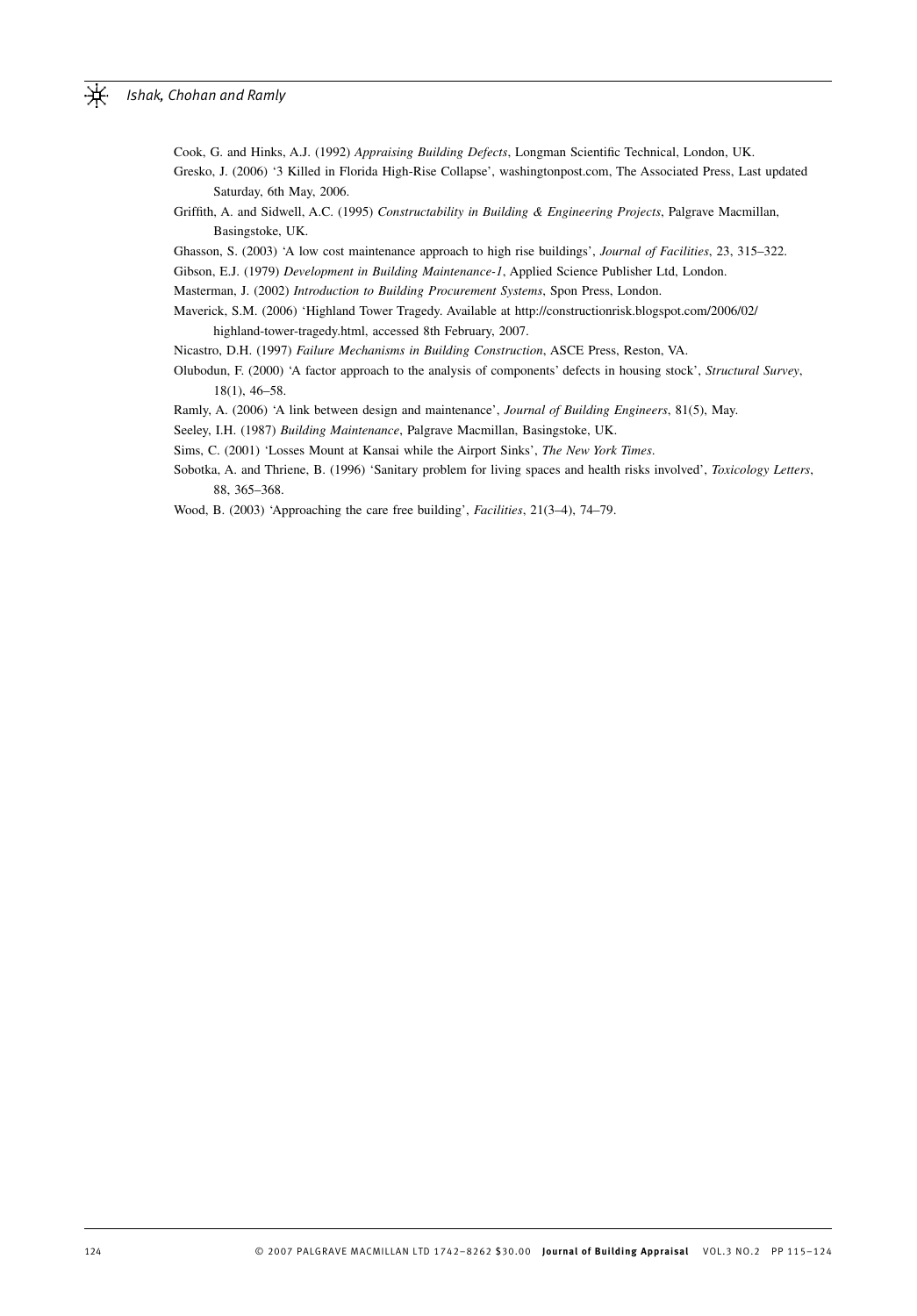Cook, G. and Hinks, A.J. (1992) *Appraising Building Defects*, Longman Scientific Technical, London, UK.

Gresko, J. (2006) '3 Killed in Florida High-Rise Collapse', washingtonpost.com, The Associated Press, Last updated Saturday, 6th May, 2006.

Griffith, A. and Sidwell, A.C. (1995) *Constructability in Building & Engineering Projects*, Palgrave Macmillan, Basingstoke, UK.

Ghasson, S. (2003) 'A low cost maintenance approach to high rise buildings', *Journal of Facilities*, 23, 315–322.

Gibson, E.J. (1979) *Development in Building Maintenance-1*, Applied Science Publisher Ltd, London.

Masterman, J. (2002) *Introduction to Building Procurement Systems*, Spon Press, London.

Maverick, S.M. (2006) 'Highland Tower Tragedy. Available at http://constructionrisk.blogspot.com/2006/02/highland-tower-tragedy.html, accessed 8th February, 2007.

Nicastro, D.H. (1997) *Failure Mechanisms in Building Construction*, ASCE Press, Reston, VA.

Olubodun, F. (2000) 'A factor approach to the analysis of components' defects in housing stock', *Structural Survey*, 18(1), 46–58.

Ramly, A. (2006) 'A link between design and maintenance', *Journal of Building Engineers*, 81(5), May.

Seeley, I.H. (1987) *Building Maintenance*, Palgrave Macmillan, Basingstoke, UK.

Sims, C. (2001) 'Losses Mount at Kansai while the Airport Sinks', *The New York Times*.

Sobotka, A. and Thriene, B. (1996) 'Sanitary problem for living spaces and health risks involved', *Toxicology Letters*, 88, 365–368.

Wood, B. (2003) 'Approaching the care free building', *Facilities*, 21(3–4), 74–79.